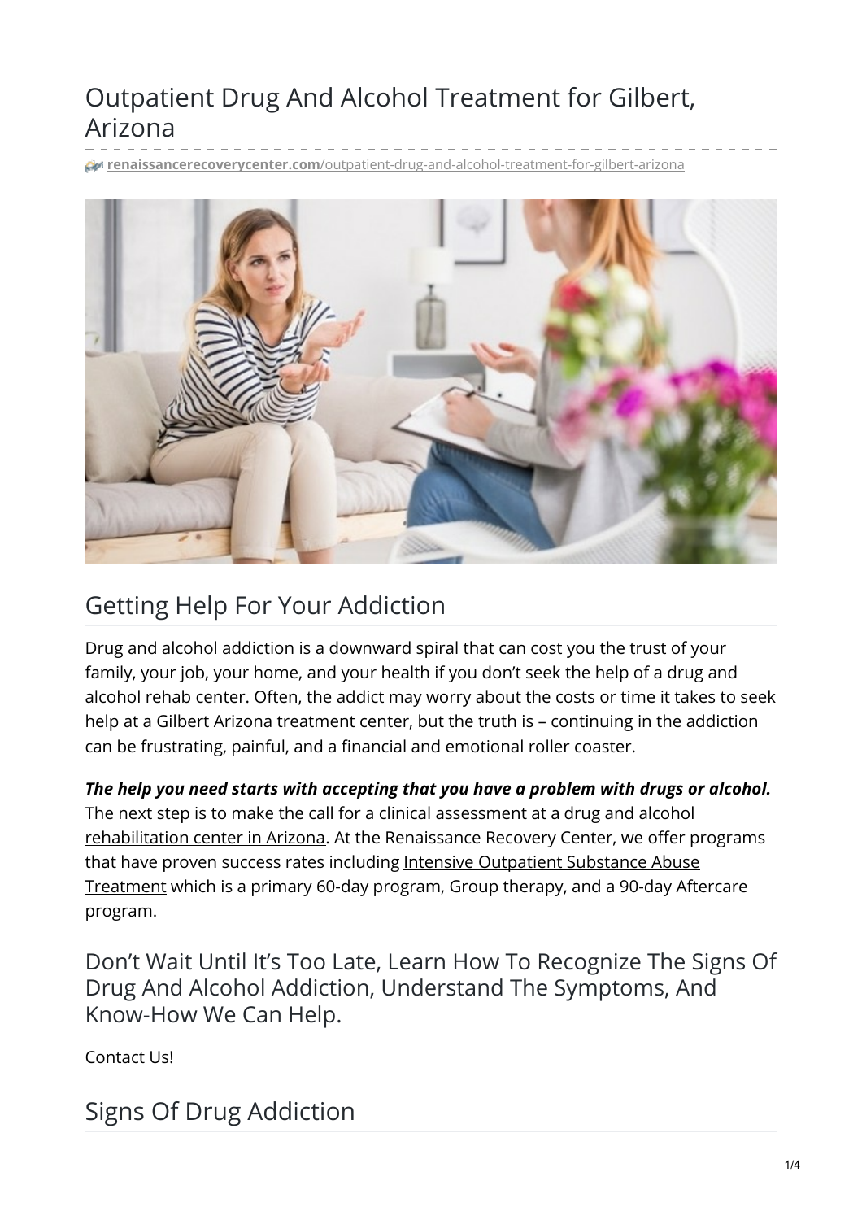# Outpatient Drug And Alcohol Treatment for Gilbert, Arizona

**renaissancerecoverycenter.com**/outpatient-drug-and-alcohol-treatment-for-gilbert-arizona

## Getting Help For Your Addiction

Drug and alcohol addiction is a downward spiral that can cost you the trust of your family, your job, your home, and your health if you don't seek the help of a drug and alcohol rehab center. Often, the addict may worry about the costs or time it takes to seek help at a Gilbert Arizona treatment center, but the truth is – continuing in the addiction can be frustrating, painful, and a financial and emotional roller coaster.

***The help you need starts with accepting that you have a problem with drugs or alcohol.*** The next step is to make the call for a clinical assessment at a drug and alcohol rehabilitation center in Arizona. At the Renaissance Recovery Center, we offer programs that have proven success rates including Intensive Outpatient Substance Abuse Treatment which is a primary 60-day program, Group therapy, and a 90-day Aftercare program.

### Don't Wait Until It's Too Late, Learn How To Recognize The Signs Of Drug And Alcohol Addiction, Understand The Symptoms, And Know-How We Can Help.

Contact Us!

## Signs Of Drug Addiction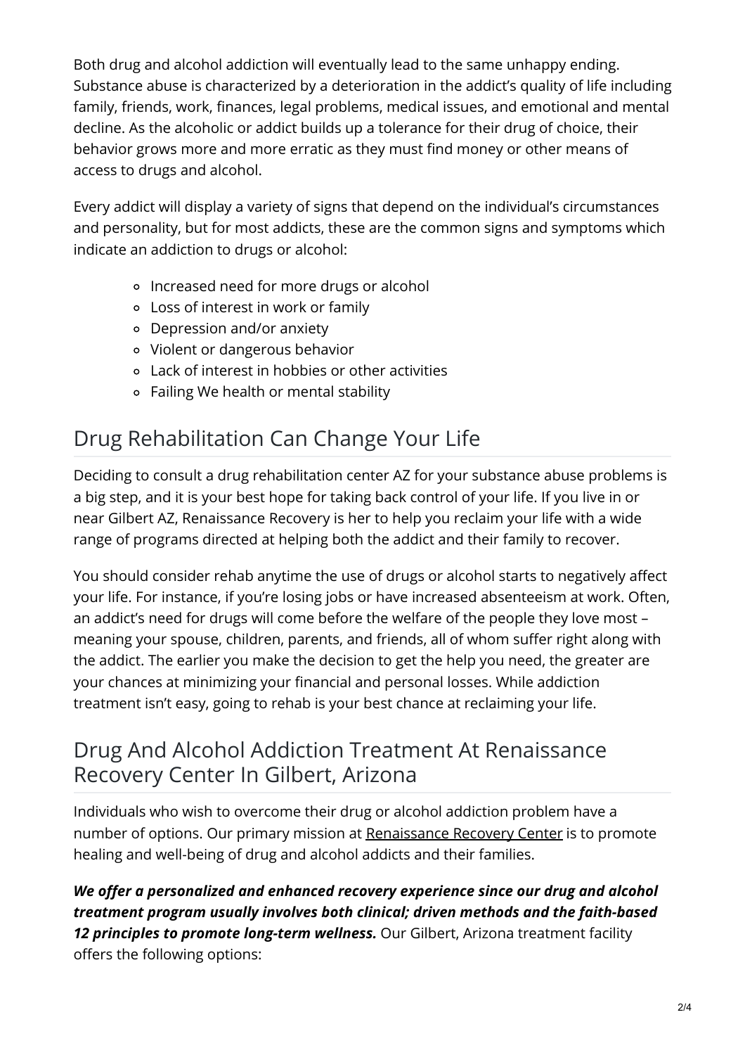Both drug and alcohol addiction will eventually lead to the same unhappy ending. Substance abuse is characterized by a deterioration in the addict's quality of life including family, friends, work, finances, legal problems, medical issues, and emotional and mental decline. As the alcoholic or addict builds up a tolerance for their drug of choice, their behavior grows more and more erratic as they must find money or other means of access to drugs and alcohol.

Every addict will display a variety of signs that depend on the individual's circumstances and personality, but for most addicts, these are the common signs and symptoms which indicate an addiction to drugs or alcohol:

- Increased need for more drugs or alcohol
- Loss of interest in work or family
- Depression and/or anxiety
- Violent or dangerous behavior
- Lack of interest in hobbies or other activities
- Failing We health or mental stability

## Drug Rehabilitation Can Change Your Life

Deciding to consult a drug rehabilitation center AZ for your substance abuse problems is a big step, and it is your best hope for taking back control of your life. If you live in or near Gilbert AZ, Renaissance Recovery is her to help you reclaim your life with a wide range of programs directed at helping both the addict and their family to recover.

You should consider rehab anytime the use of drugs or alcohol starts to negatively affect your life. For instance, if you're losing jobs or have increased absenteeism at work. Often, an addict's need for drugs will come before the welfare of the people they love most – meaning your spouse, children, parents, and friends, all of whom suffer right along with the addict. The earlier you make the decision to get the help you need, the greater are your chances at minimizing your financial and personal losses. While addiction treatment isn't easy, going to rehab is your best chance at reclaiming your life.

## Drug And Alcohol Addiction Treatment At Renaissance Recovery Center In Gilbert, Arizona

Individuals who wish to overcome their drug or alcohol addiction problem have a number of options. Our primary mission at Renaissance Recovery Center is to promote healing and well-being of drug and alcohol addicts and their families.

***We offer a personalized and enhanced recovery experience since our drug and alcohol treatment program usually involves both clinical; driven methods and the faith-based 12 principles to promote long-term wellness.*** Our Gilbert, Arizona treatment facility offers the following options: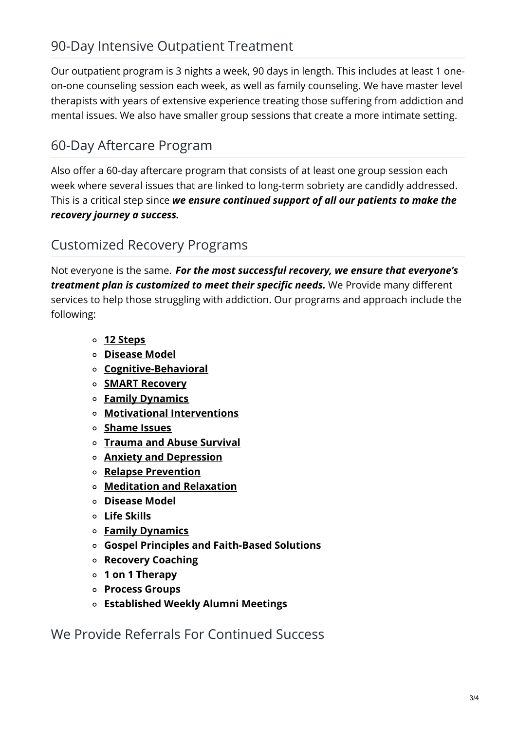## 90-Day Intensive Outpatient Treatment

Our outpatient program is 3 nights a week, 90 days in length. This includes at least 1 one-on-one counseling session each week, as well as family counseling. We have master level therapists with years of extensive experience treating those suffering from addiction and mental issues. We also have smaller group sessions that create a more intimate setting.

## 60-Day Aftercare Program

Also offer a 60-day aftercare program that consists of at least one group session each week where several issues that are linked to long-term sobriety are candidly addressed. This is a critical step since ***we ensure continued support of all our patients to make the recovery journey a success.***

## Customized Recovery Programs

Not everyone is the same. ***For the most successful recovery, we ensure that everyone's treatment plan is customized to meet their specific needs.*** We Provide many different services to help those struggling with addiction. Our programs and approach include the following:

- **12 Steps**
- **Disease Model**
- **Cognitive-Behavioral**
- **SMART Recovery**
- **Family Dynamics**
- **Motivational Interventions**
- **Shame Issues**
- **Trauma and Abuse Survival**
- **Anxiety and Depression**
- **Relapse Prevention**
- **Meditation and Relaxation**
- **Disease Model**
- **Life Skills**
- **Family Dynamics**
- **Gospel Principles and Faith-Based Solutions**
- **Recovery Coaching**
- **1 on 1 Therapy**
- **Process Groups**
- **Established Weekly Alumni Meetings**

## We Provide Referrals For Continued Success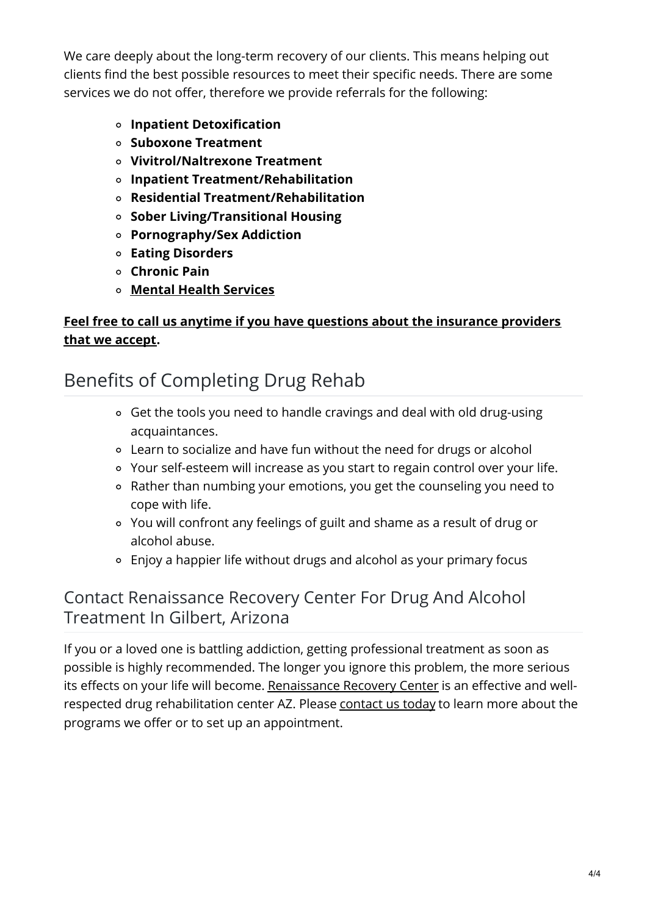We care deeply about the long-term recovery of our clients. This means helping out clients find the best possible resources to meet their specific needs. There are some services we do not offer, therefore we provide referrals for the following:

- **Inpatient Detoxification**
- **Suboxone Treatment**
- **Vivitrol/Naltrexone Treatment**
- **Inpatient Treatment/Rehabilitation**
- **Residential Treatment/Rehabilitation**
- **Sober Living/Transitional Housing**
- **Pornography/Sex Addiction**
- **Eating Disorders**
- **Chronic Pain**
- **Mental Health Services**

**Feel free to call us anytime if you have questions about the insurance providers that we accept.**

## Benefits of Completing Drug Rehab

- Get the tools you need to handle cravings and deal with old drug-using acquaintances.
- Learn to socialize and have fun without the need for drugs or alcohol
- Your self-esteem will increase as you start to regain control over your life.
- Rather than numbing your emotions, you get the counseling you need to cope with life.
- You will confront any feelings of guilt and shame as a result of drug or alcohol abuse.
- Enjoy a happier life without drugs and alcohol as your primary focus

### Contact Renaissance Recovery Center For Drug And Alcohol Treatment In Gilbert, Arizona

If you or a loved one is battling addiction, getting professional treatment as soon as possible is highly recommended. The longer you ignore this problem, the more serious its effects on your life will become. Renaissance Recovery Center is an effective and well-respected drug rehabilitation center AZ. Please contact us today to learn more about the programs we offer or to set up an appointment.